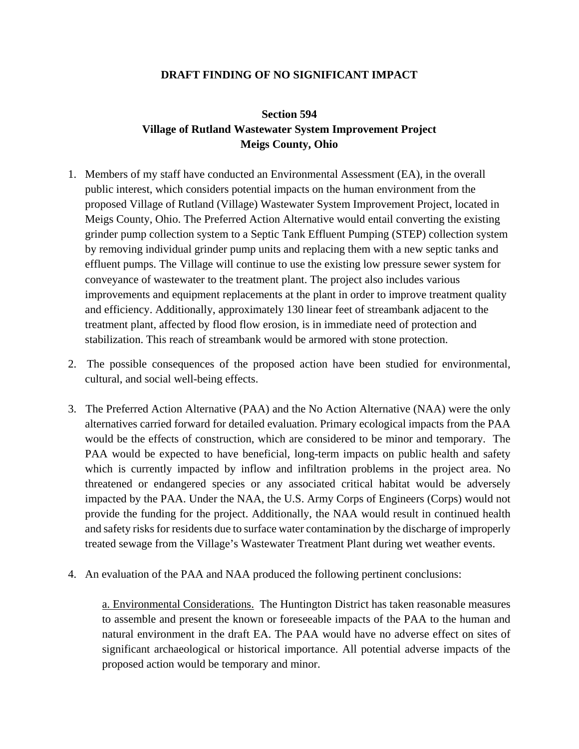# DRAFT FINDING OF NO SIGNIFICANT IMPACT

## Section 594
## Village of Rutland Wastewater System Improvement Project
## Meigs County, Ohio

1. Members of my staff have conducted an Environmental Assessment (EA), in the overall public interest, which considers potential impacts on the human environment from the proposed Village of Rutland (Village) Wastewater System Improvement Project, located in Meigs County, Ohio. The Preferred Action Alternative would entail converting the existing grinder pump collection system to a Septic Tank Effluent Pumping (STEP) collection system by removing individual grinder pump units and replacing them with a new septic tanks and effluent pumps. The Village will continue to use the existing low pressure sewer system for conveyance of wastewater to the treatment plant. The project also includes various improvements and equipment replacements at the plant in order to improve treatment quality and efficiency. Additionally, approximately 130 linear feet of streambank adjacent to the treatment plant, affected by flood flow erosion, is in immediate need of protection and stabilization. This reach of streambank would be armored with stone protection.

2. The possible consequences of the proposed action have been studied for environmental, cultural, and social well-being effects.

3. The Preferred Action Alternative (PAA) and the No Action Alternative (NAA) were the only alternatives carried forward for detailed evaluation. Primary ecological impacts from the PAA would be the effects of construction, which are considered to be minor and temporary. The PAA would be expected to have beneficial, long-term impacts on public health and safety which is currently impacted by inflow and infiltration problems in the project area. No threatened or endangered species or any associated critical habitat would be adversely impacted by the PAA. Under the NAA, the U.S. Army Corps of Engineers (Corps) would not provide the funding for the project. Additionally, the NAA would result in continued health and safety risks for residents due to surface water contamination by the discharge of improperly treated sewage from the Village's Wastewater Treatment Plant during wet weather events.

4. An evaluation of the PAA and NAA produced the following pertinent conclusions:

   a. Environmental Considerations. The Huntington District has taken reasonable measures to assemble and present the known or foreseeable impacts of the PAA to the human and natural environment in the draft EA. The PAA would have no adverse effect on sites of significant archaeological or historical importance. All potential adverse impacts of the proposed action would be temporary and minor.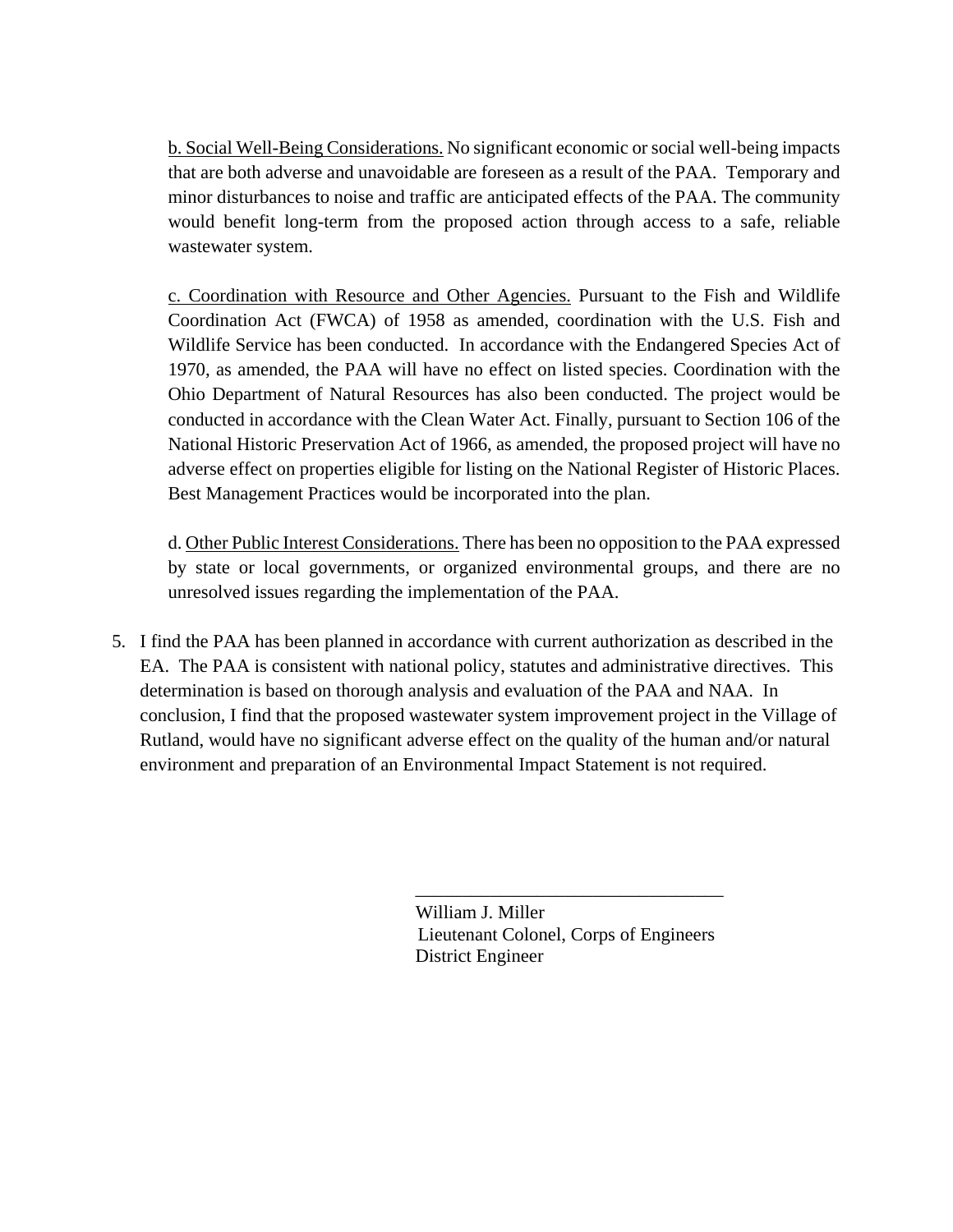b. Social Well-Being Considerations. No significant economic or social well-being impacts that are both adverse and unavoidable are foreseen as a result of the PAA. Temporary and minor disturbances to noise and traffic are anticipated effects of the PAA. The community would benefit long-term from the proposed action through access to a safe, reliable wastewater system.

c. Coordination with Resource and Other Agencies. Pursuant to the Fish and Wildlife Coordination Act (FWCA) of 1958 as amended, coordination with the U.S. Fish and Wildlife Service has been conducted. In accordance with the Endangered Species Act of 1970, as amended, the PAA will have no effect on listed species. Coordination with the Ohio Department of Natural Resources has also been conducted. The project would be conducted in accordance with the Clean Water Act. Finally, pursuant to Section 106 of the National Historic Preservation Act of 1966, as amended, the proposed project will have no adverse effect on properties eligible for listing on the National Register of Historic Places. Best Management Practices would be incorporated into the plan.

d. Other Public Interest Considerations. There has been no opposition to the PAA expressed by state or local governments, or organized environmental groups, and there are no unresolved issues regarding the implementation of the PAA.

5. I find the PAA has been planned in accordance with current authorization as described in the EA. The PAA is consistent with national policy, statutes and administrative directives. This determination is based on thorough analysis and evaluation of the PAA and NAA. In conclusion, I find that the proposed wastewater system improvement project in the Village of Rutland, would have no significant adverse effect on the quality of the human and/or natural environment and preparation of an Environmental Impact Statement is not required.

\_\_\_\_\_\_\_\_\_\_\_\_\_\_\_\_\_\_\_\_\_\_\_\_\_\_\_\_\_\_\_\_\_\_

William J. Miller
Lieutenant Colonel, Corps of Engineers
District Engineer